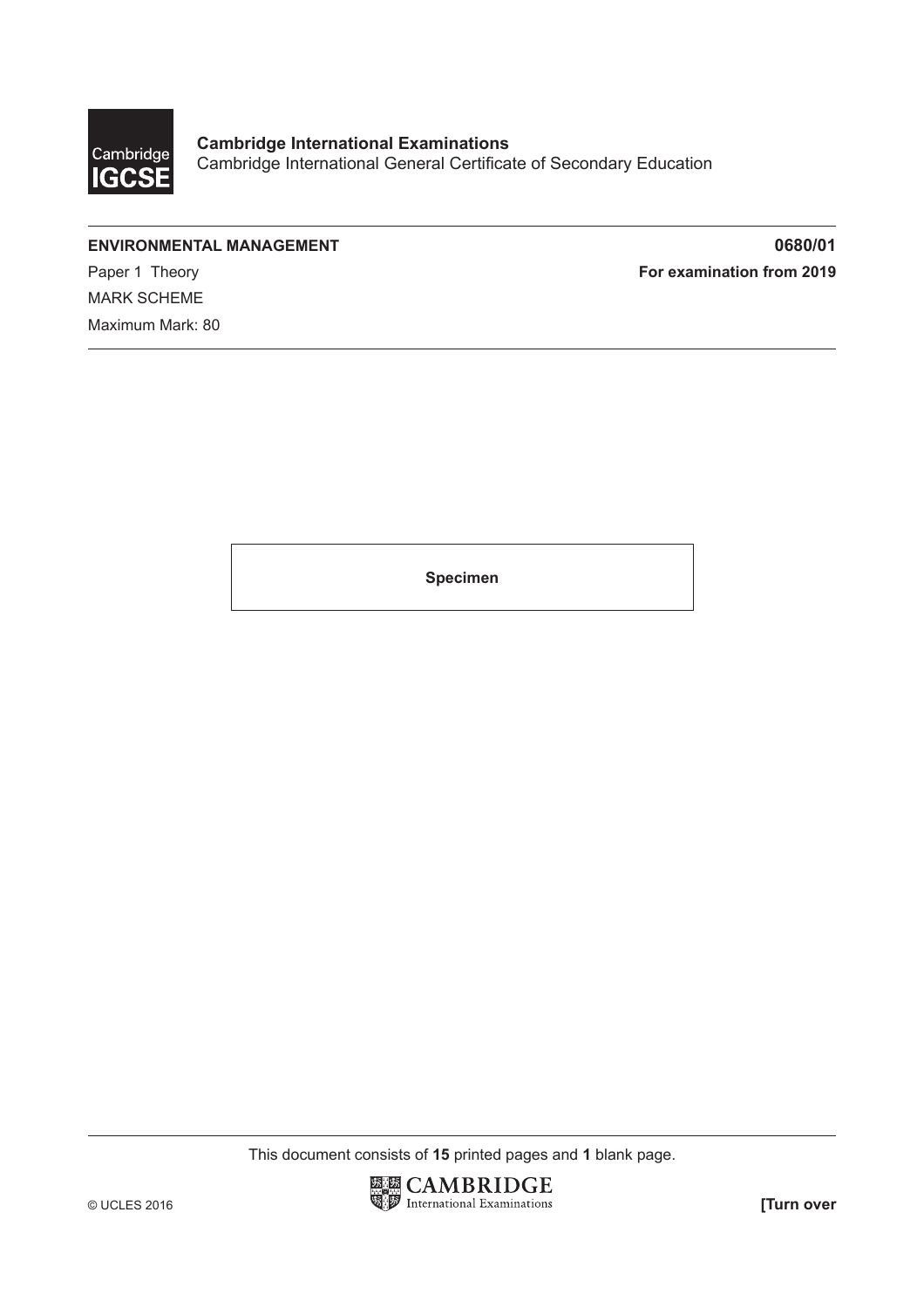**Cambridge International Examinations**
Cambridge International General Certificate of Secondary Education

**ENVIRONMENTAL MANAGEMENT** **0680/01**

Paper 1 Theory **For examination from 2019**

MARK SCHEME

Maximum Mark: 80

**Specimen**

This document consists of **15** printed pages and **1** blank page.

© UCLES 2016 **[Turn over**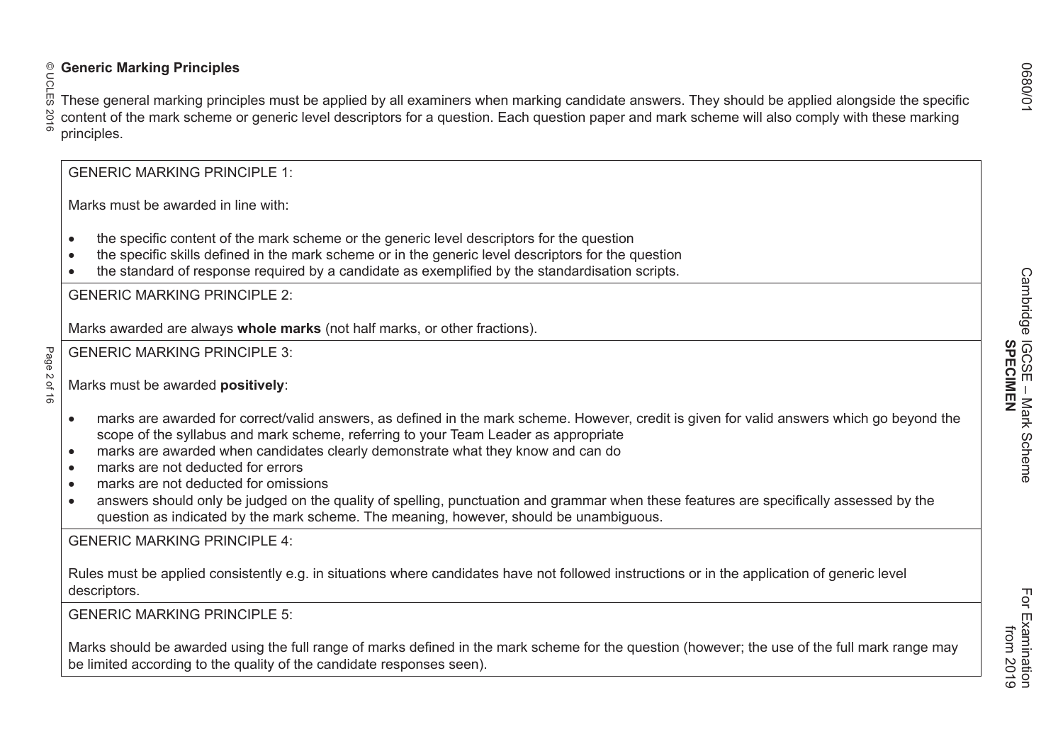## Generic Marking Principles

These general marking principles must be applied by all examiners when marking candidate answers. They should be applied alongside the specific content of the mark scheme or generic level descriptors for a question. Each question paper and mark scheme will also comply with these marking principles.

GENERIC MARKING PRINCIPLE 1:

Marks must be awarded in line with:

- the specific content of the mark scheme or the generic level descriptors for the question
- the specific skills defined in the mark scheme or in the generic level descriptors for the question
- the standard of response required by a candidate as exemplified by the standardisation scripts.

GENERIC MARKING PRINCIPLE 2:

Marks awarded are always **whole marks** (not half marks, or other fractions).

GENERIC MARKING PRINCIPLE 3:

Marks must be awarded **positively**:

- marks are awarded for correct/valid answers, as defined in the mark scheme. However, credit is given for valid answers which go beyond the scope of the syllabus and mark scheme, referring to your Team Leader as appropriate
- marks are awarded when candidates clearly demonstrate what they know and can do
- marks are not deducted for errors
- marks are not deducted for omissions
- answers should only be judged on the quality of spelling, punctuation and grammar when these features are specifically assessed by the question as indicated by the mark scheme. The meaning, however, should be unambiguous.

GENERIC MARKING PRINCIPLE 4:

Rules must be applied consistently e.g. in situations where candidates have not followed instructions or in the application of generic level descriptors.

GENERIC MARKING PRINCIPLE 5:

Marks should be awarded using the full range of marks defined in the mark scheme for the question (however; the use of the full mark range may be limited according to the quality of the candidate responses seen).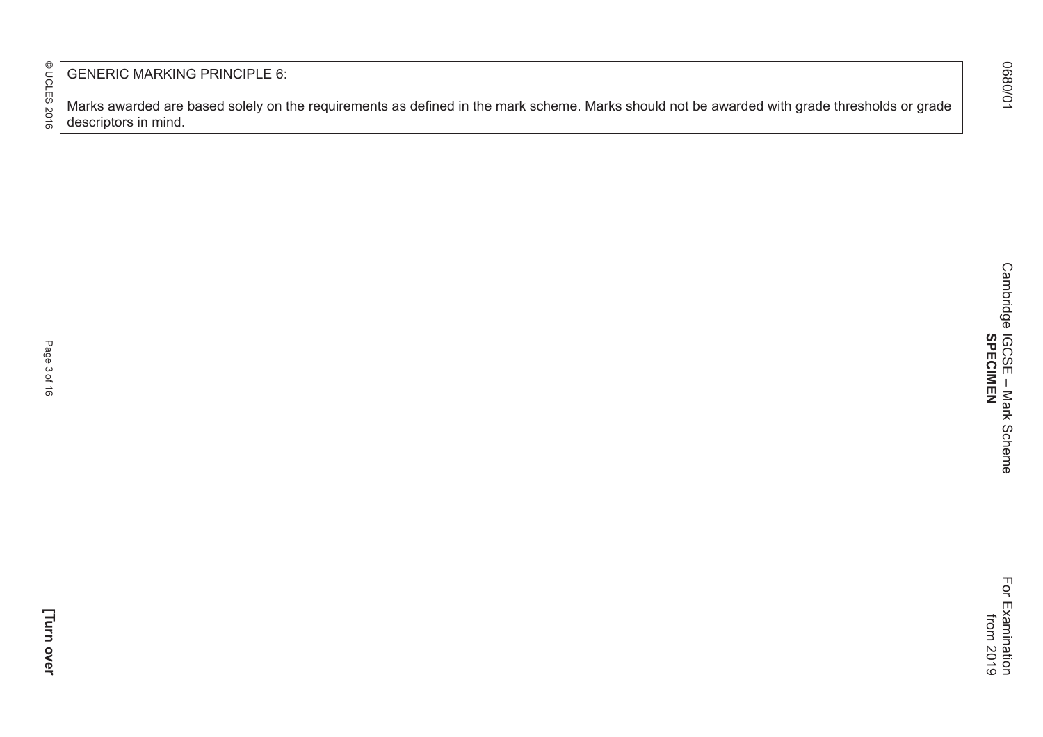GENERIC MARKING PRINCIPLE 6:

Marks awarded are based solely on the requirements as defined in the mark scheme. Marks should not be awarded with grade thresholds or grade descriptors in mind.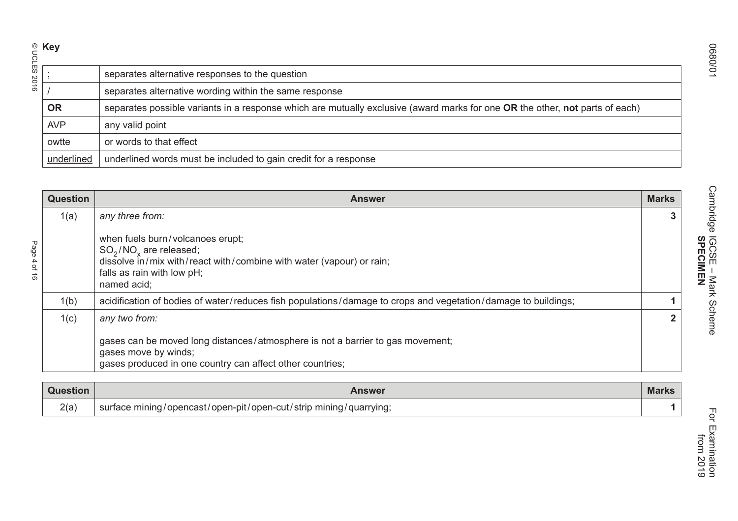**Key**

| | |
|---|---|
| ; | separates alternative responses to the question |
| / | separates alternative wording within the same response |
| **OR** | separates possible variants in a response which are mutually exclusive (award marks for one **OR** the other, **not** parts of each) |
| AVP | any valid point |
| owtte | or words to that effect |
| underlined | underlined words must be included to gain credit for a response |

| Question | Answer | Marks |
|---|---|---|
| 1(a) | *any three from:*<br><br>when fuels burn / volcanoes erupt;<br>$SO_2$ / $NO_x$ are released;<br>dissolve in / mix with / react with / combine with water (vapour) or rain;<br>falls as rain with low pH;<br>named acid; | 3 |
| 1(b) | acidification of bodies of water / reduces fish populations / damage to crops and vegetation / damage to buildings; | 1 |
| 1(c) | *any two from:*<br><br>gases can be moved long distances / atmosphere is not a barrier to gas movement;<br>gases move by winds;<br>gases produced in one country can affect other countries; | 2 |

| Question | Answer | Marks |
|---|---|---|
| 2(a) | surface mining / opencast / open-pit / open-cut / strip mining / quarrying; | 1 |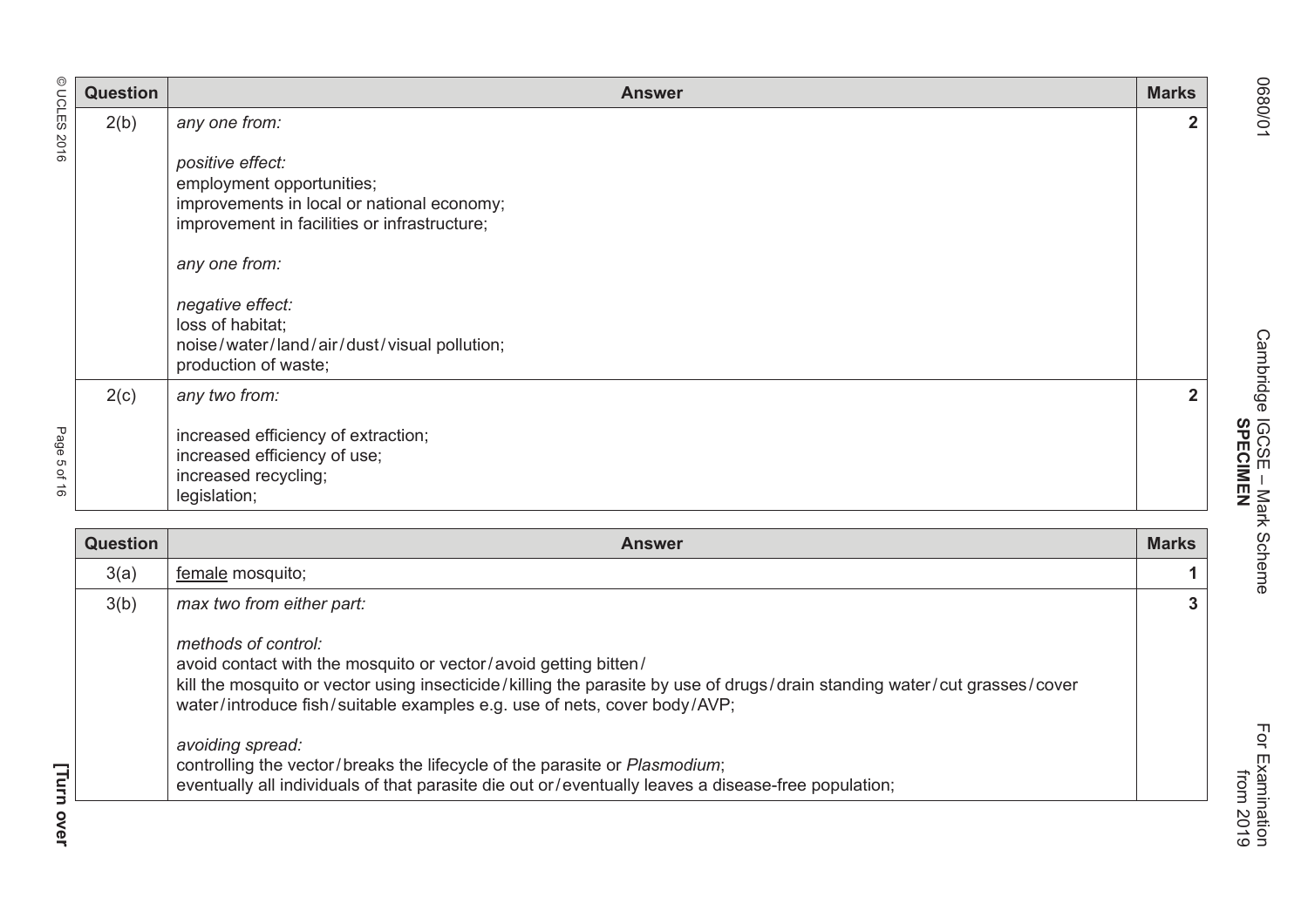| Question | Answer | Marks |
|---|---|---|
| 2(b) | *any one from:*<br><br>*positive effect:*<br>employment opportunities;<br>improvements in local or national economy;<br>improvement in facilities or infrastructure;<br><br>*any one from:*<br><br>*negative effect:*<br>loss of habitat;<br>noise / water / land / air / dust / visual pollution;<br>production of waste; | 2 |
| 2(c) | *any two from:*<br><br>increased efficiency of extraction;<br>increased efficiency of use;<br>increased recycling;<br>legislation; | 2 |

| Question | Answer | Marks |
|---|---|---|
| 3(a) | <u>female</u> mosquito; | 1 |
| 3(b) | *max two from either part:*<br><br>*methods of control:*<br>avoid contact with the mosquito or vector / avoid getting bitten /<br>kill the mosquito or vector using insecticide / killing the parasite by use of drugs / drain standing water / cut grasses / cover water / introduce fish / suitable examples e.g. use of nets, cover body / AVP;<br><br>*avoiding spread:*<br>controlling the vector / breaks the lifecycle of the parasite or *Plasmodium*;<br>eventually all individuals of that parasite die out or / eventually leaves a disease-free population; | 3 |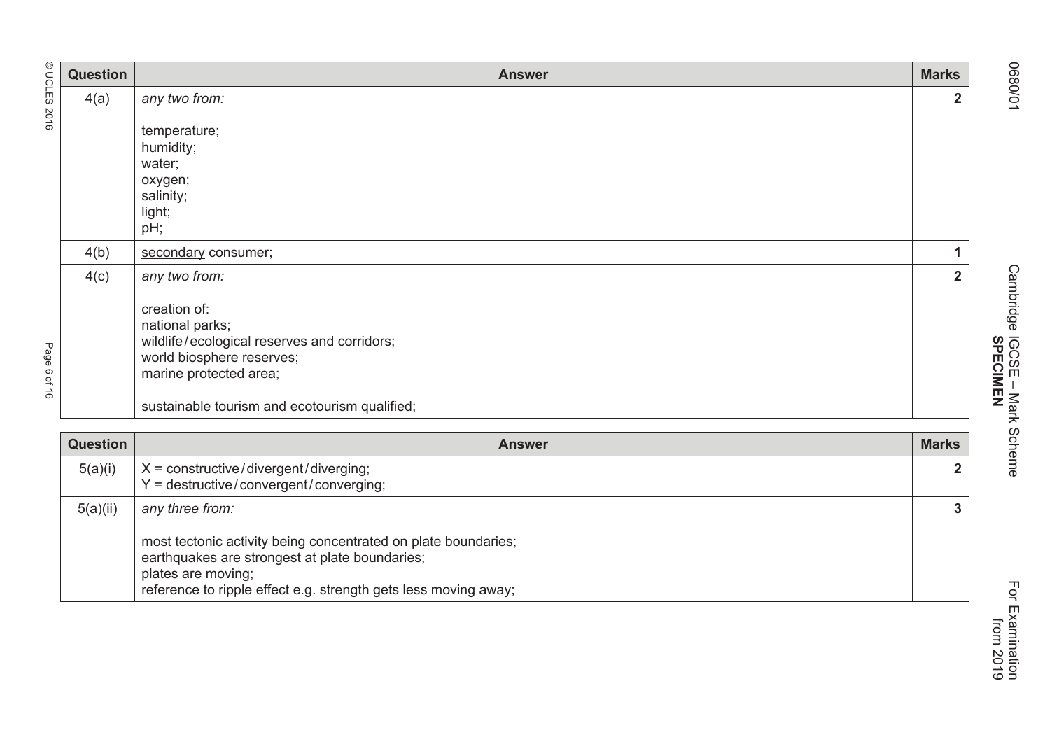| Question | Answer | Marks |
|---|---|---|
| 4(a) | *any two from:*<br><br>temperature;<br>humidity;<br>water;<br>oxygen;<br>salinity;<br>light;<br>pH; | **2** |
| 4(b) | secondary consumer; | **1** |
| 4(c) | *any two from:*<br><br>creation of:<br>national parks;<br>wildlife / ecological reserves and corridors;<br>world biosphere reserves;<br>marine protected area;<br><br>sustainable tourism and ecotourism qualified; | **2** |

| Question | Answer | Marks |
|---|---|---|
| 5(a)(i) | X = constructive / divergent / diverging;<br>Y = destructive / convergent / converging; | **2** |
| 5(a)(ii) | *any three from:*<br><br>most tectonic activity being concentrated on plate boundaries;<br>earthquakes are strongest at plate boundaries;<br>plates are moving;<br>reference to ripple effect e.g. strength gets less moving away; | **3** |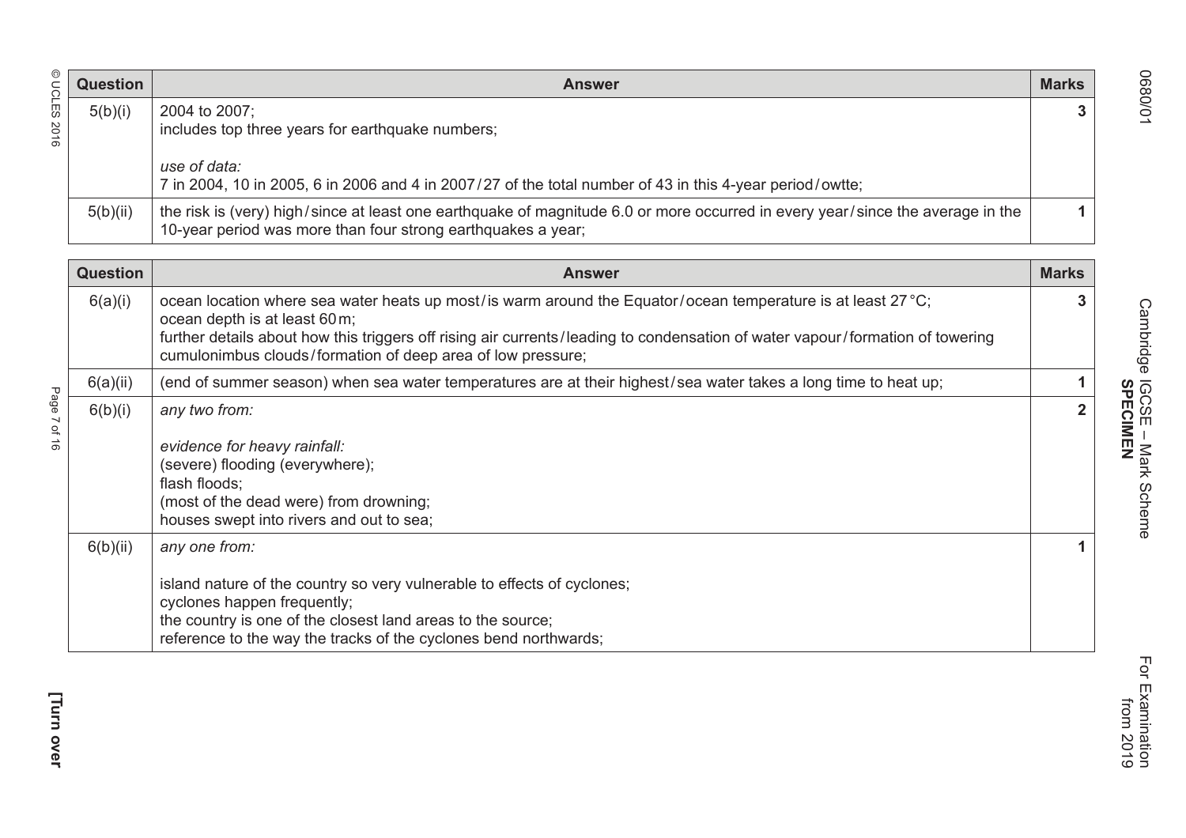| Question | Answer | Marks |
|---|---|---|
| 5(b)(i) | 2004 to 2007;<br>includes top three years for earthquake numbers;<br><br>*use of data:*<br>7 in 2004, 10 in 2005, 6 in 2006 and 4 in 2007 / 27 of the total number of 43 in this 4-year period / owtte; | 3 |
| 5(b)(ii) | the risk is (very) high / since at least one earthquake of magnitude 6.0 or more occurred in every year / since the average in the 10-year period was more than four strong earthquakes a year; | 1 |

| Question | Answer | Marks |
|---|---|---|
| 6(a)(i) | ocean location where sea water heats up most / is warm around the Equator / ocean temperature is at least 27 °C;<br>ocean depth is at least 60 m;<br>further details about how this triggers off rising air currents / leading to condensation of water vapour / formation of towering cumulonimbus clouds / formation of deep area of low pressure; | 3 |
| 6(a)(ii) | (end of summer season) when sea water temperatures are at their highest / sea water takes a long time to heat up; | 1 |
| 6(b)(i) | *any two from:*<br><br>*evidence for heavy rainfall:*<br>(severe) flooding (everywhere);<br>flash floods;<br>(most of the dead were) from drowning;<br>houses swept into rivers and out to sea; | 2 |
| 6(b)(ii) | *any one from:*<br><br>island nature of the country so very vulnerable to effects of cyclones;<br>cyclones happen frequently;<br>the country is one of the closest land areas to the source;<br>reference to the way the tracks of the cyclones bend northwards; | 1 |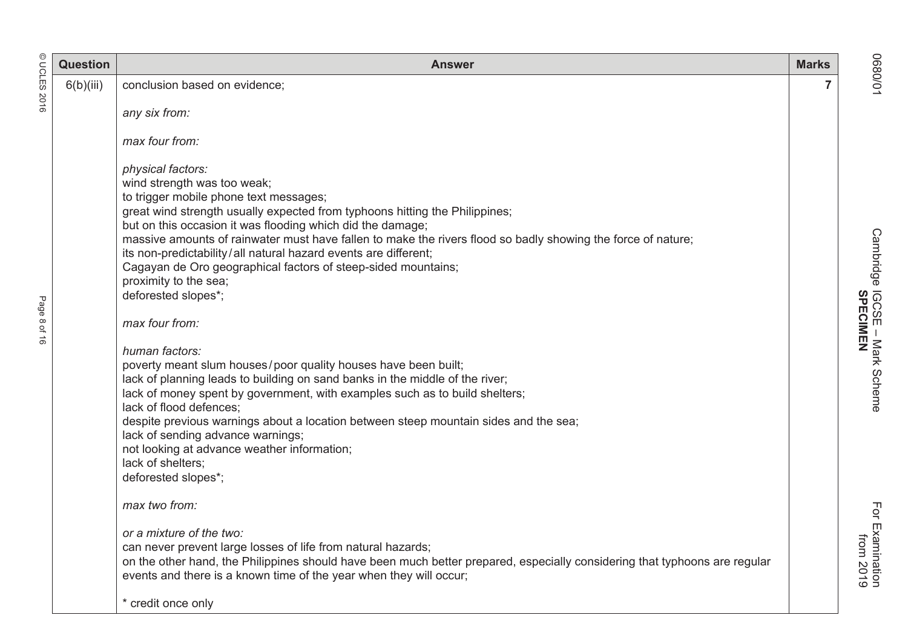| Question | Answer | Marks |
|---|---|---|
| 6(b)(iii) | conclusion based on evidence;<br><br>*any six from:*<br><br>*max four from:*<br><br>*physical factors:*<br>wind strength was too weak;<br>to trigger mobile phone text messages;<br>great wind strength usually expected from typhoons hitting the Philippines;<br>but on this occasion it was flooding which did the damage;<br>massive amounts of rainwater must have fallen to make the rivers flood so badly showing the force of nature;<br>its non-predictability / all natural hazard events are different;<br>Cagayan de Oro geographical factors of steep-sided mountains;<br>proximity to the sea;<br>deforested slopes*;<br><br>*max four from:*<br><br>*human factors:*<br>poverty meant slum houses / poor quality houses have been built;<br>lack of planning leads to building on sand banks in the middle of the river;<br>lack of money spent by government, with examples such as to build shelters;<br>lack of flood defences;<br>despite previous warnings about a location between steep mountain sides and the sea;<br>lack of sending advance warnings;<br>not looking at advance weather information;<br>lack of shelters;<br>deforested slopes*;<br><br>*max two from:*<br><br>*or a mixture of the two:*<br>can never prevent large losses of life from natural hazards;<br>on the other hand, the Philippines should have been much better prepared, especially considering that typhoons are regular events and there is a known time of the year when they will occur;<br><br>* credit once only | 7 |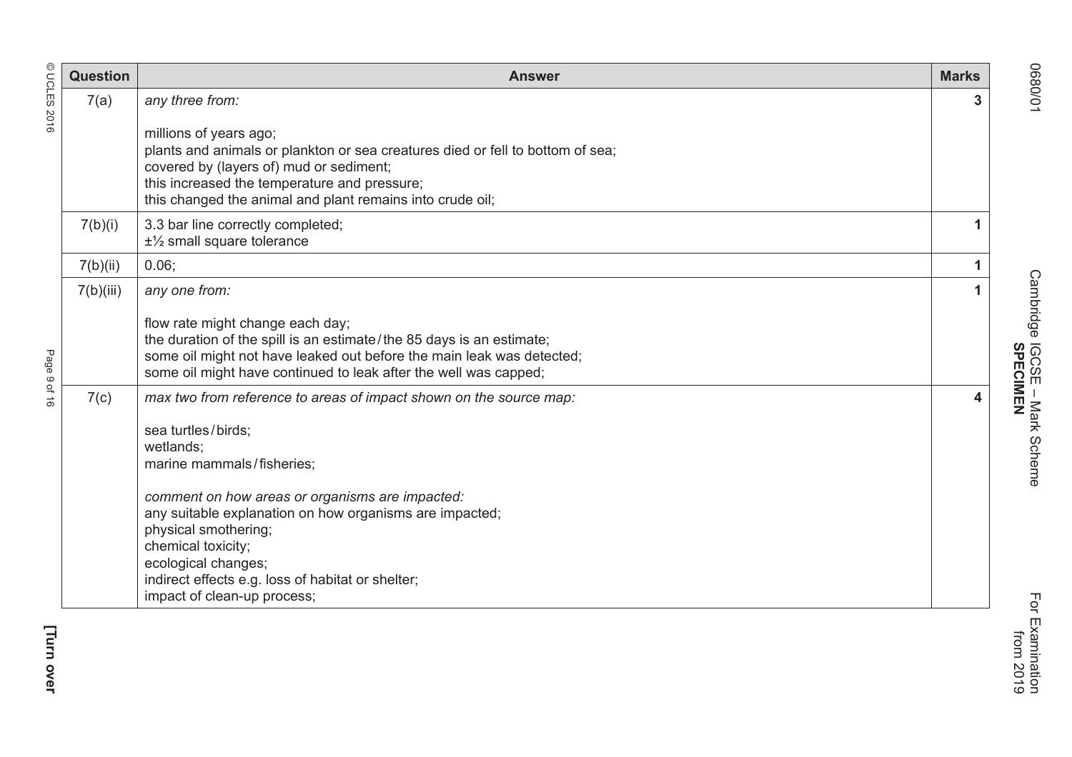| Question | Answer | Marks |
|---|---|---|
| 7(a) | *any three from:*<br><br>millions of years ago;<br>plants and animals or plankton or sea creatures died or fell to bottom of sea;<br>covered by (layers of) mud or sediment;<br>this increased the temperature and pressure;<br>this changed the animal and plant remains into crude oil; | 3 |
| 7(b)(i) | 3.3 bar line correctly completed;<br>±½ small square tolerance | 1 |
| 7(b)(ii) | 0.06; | 1 |
| 7(b)(iii) | *any one from:*<br><br>flow rate might change each day;<br>the duration of the spill is an estimate / the 85 days is an estimate;<br>some oil might not have leaked out before the main leak was detected;<br>some oil might have continued to leak after the well was capped; | 1 |
| 7(c) | *max two from reference to areas of impact shown on the source map:*<br><br>sea turtles / birds;<br>wetlands;<br>marine mammals / fisheries;<br><br>*comment on how areas or organisms are impacted:*<br>any suitable explanation on how organisms are impacted;<br>physical smothering;<br>chemical toxicity;<br>ecological changes;<br>indirect effects e.g. loss of habitat or shelter;<br>impact of clean-up process; | 4 |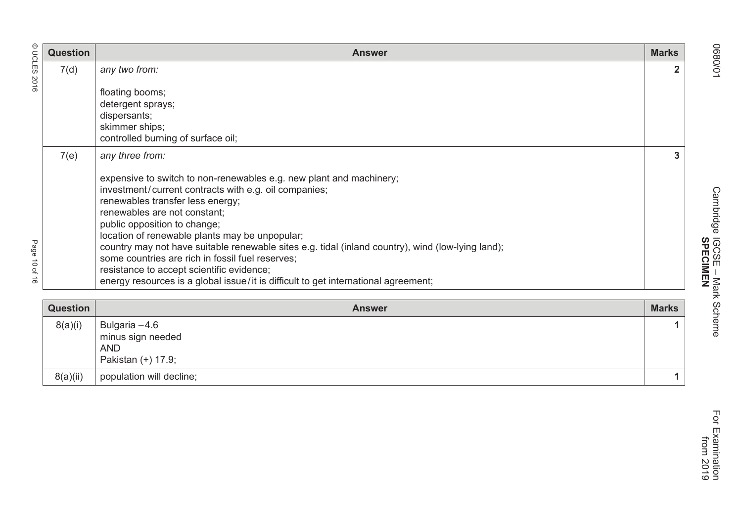| Question | Answer | Marks |
|---|---|---|
| 7(d) | *any two from:*<br><br>floating booms;<br>detergent sprays;<br>dispersants;<br>skimmer ships;<br>controlled burning of surface oil; | **2** |
| 7(e) | *any three from:*<br><br>expensive to switch to non-renewables e.g. new plant and machinery;<br>investment / current contracts with e.g. oil companies;<br>renewables transfer less energy;<br>renewables are not constant;<br>public opposition to change;<br>location of renewable plants may be unpopular;<br>country may not have suitable renewable sites e.g. tidal (inland country), wind (low-lying land);<br>some countries are rich in fossil fuel reserves;<br>resistance to accept scientific evidence;<br>energy resources is a global issue / it is difficult to get international agreement; | **3** |

| Question | Answer | Marks |
|---|---|---|
| 8(a)(i) | Bulgaria −4.6<br>minus sign needed<br>AND<br>Pakistan (+) 17.9; | **1** |
| 8(a)(ii) | population will decline; | **1** |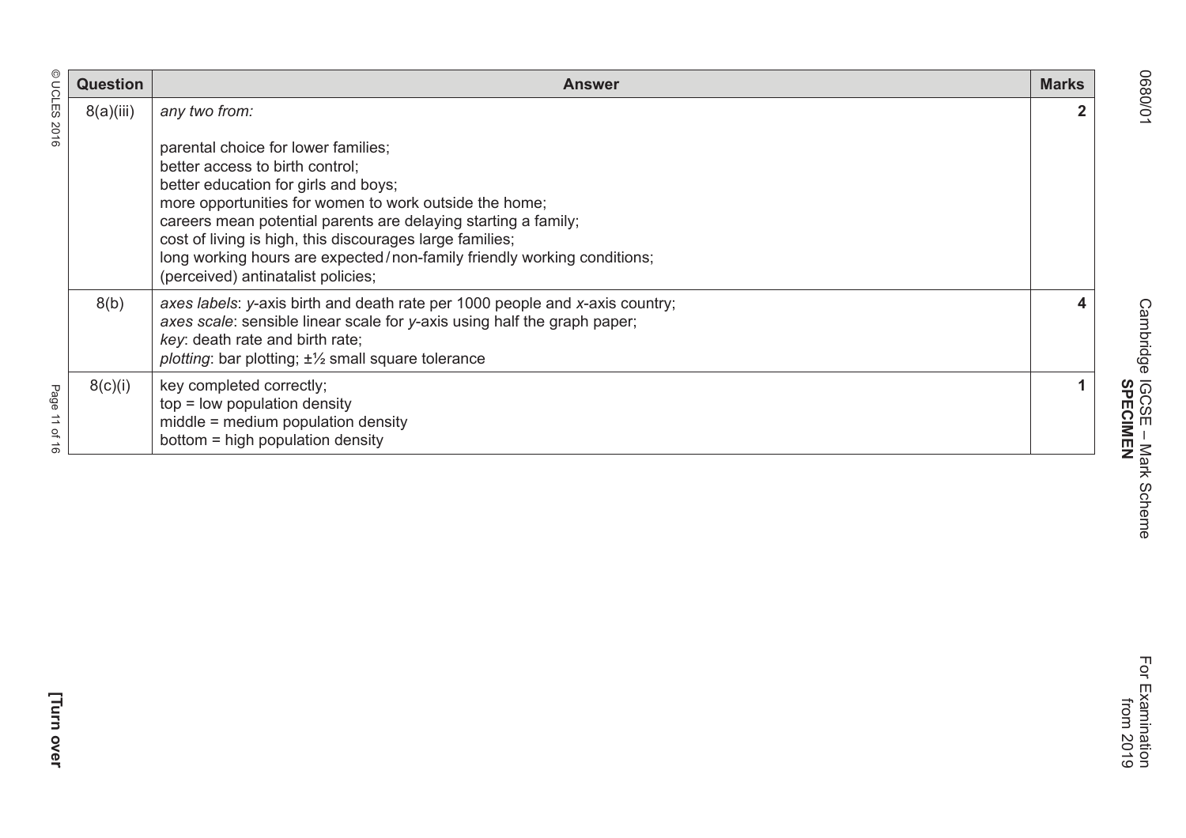| Question | Answer | Marks |
|---|---|---|
| 8(a)(iii) | *any two from:*<br><br>parental choice for lower families;<br>better access to birth control;<br>better education for girls and boys;<br>more opportunities for women to work outside the home;<br>careers mean potential parents are delaying starting a family;<br>cost of living is high, this discourages large families;<br>long working hours are expected / non-family friendly working conditions;<br>(perceived) antinatalist policies; | 2 |
| 8(b) | *axes labels*: *y*-axis birth and death rate per 1000 people and *x*-axis country;<br>*axes scale*: sensible linear scale for *y*-axis using half the graph paper;<br>*key*: death rate and birth rate;<br>*plotting*: bar plotting; ±½ small square tolerance | 4 |
| 8(c)(i) | key completed correctly;<br>top = low population density<br>middle = medium population density<br>bottom = high population density | 1 |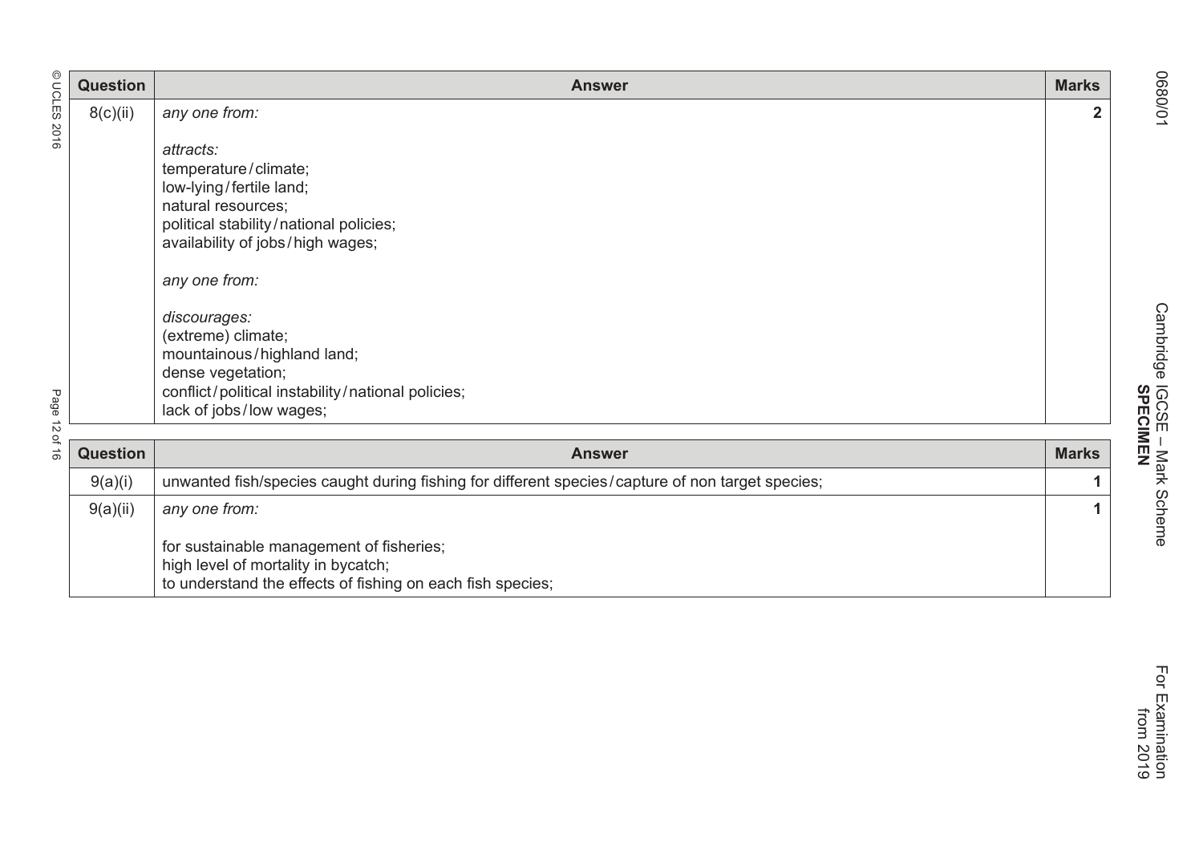| Question | Answer | Marks |
|---|---|---|
| 8(c)(ii) | *any one from:*<br><br>*attracts:*<br>temperature / climate;<br>low-lying / fertile land;<br>natural resources;<br>political stability / national policies;<br>availability of jobs / high wages;<br><br>*any one from:*<br><br>*discourages:*<br>(extreme) climate;<br>mountainous / highland land;<br>dense vegetation;<br>conflict / political instability / national policies;<br>lack of jobs / low wages; | **2** |

| Question | Answer | Marks |
|---|---|---|
| 9(a)(i) | unwanted fish/species caught during fishing for different species / capture of non target species; | **1** |
| 9(a)(ii) | *any one from:*<br><br>for sustainable management of fisheries;<br>high level of mortality in bycatch;<br>to understand the effects of fishing on each fish species; | **1** |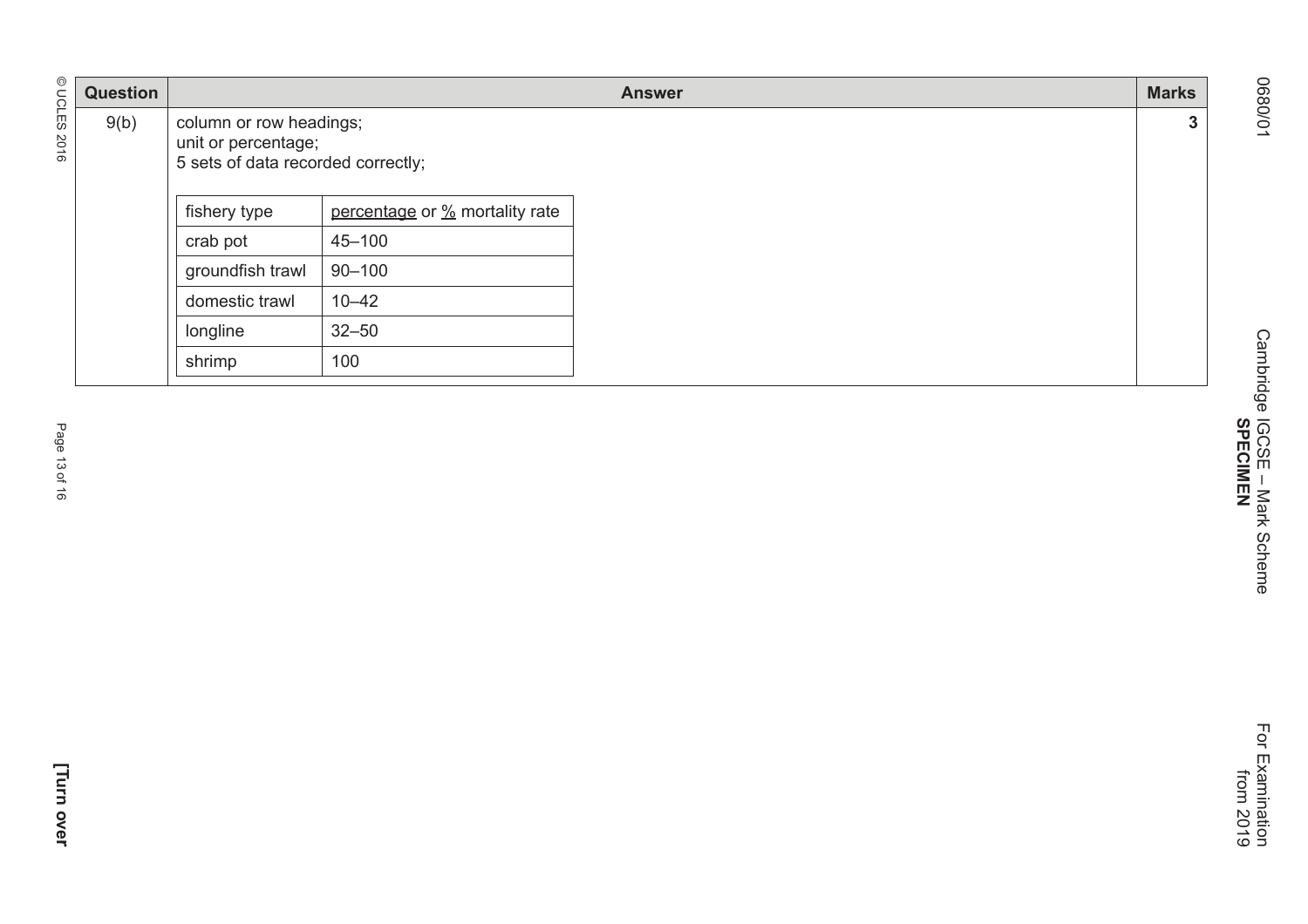| Question | Answer | Marks |
|---|---|---|
| 9(b) | column or row headings;<br>unit or percentage;<br>5 sets of data recorded correctly; | 3 |

| fishery type | percentage or % mortality rate |
|---|---|
| crab pot | 45–100 |
| groundfish trawl | 90–100 |
| domestic trawl | 10–42 |
| longline | 32–50 |
| shrimp | 100 |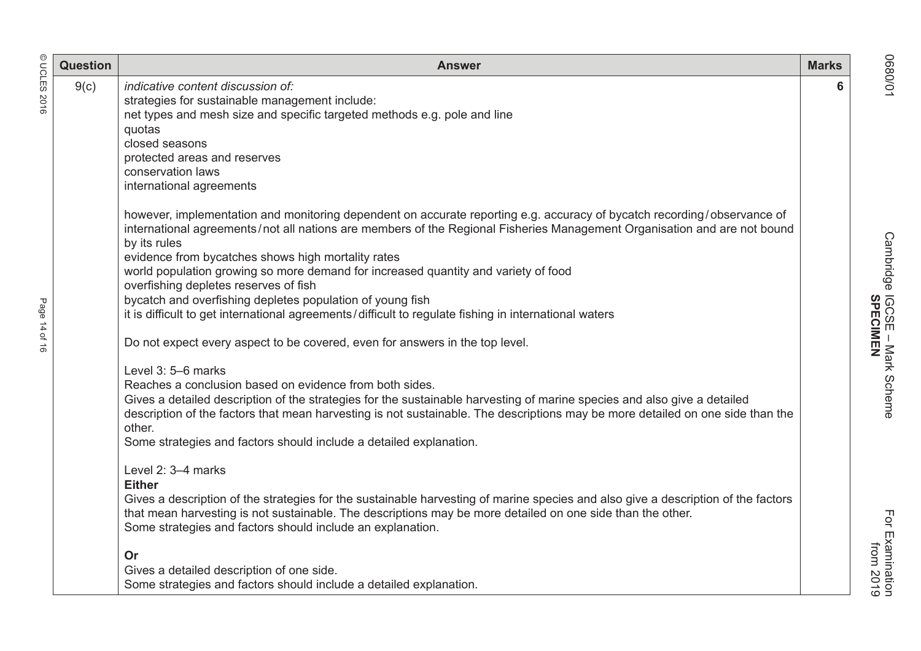| Question | Answer | Marks |
|---|---|---|
| 9(c) | *indicative content discussion of:*<br>strategies for sustainable management include:<br>net types and mesh size and specific targeted methods e.g. pole and line<br>quotas<br>closed seasons<br>protected areas and reserves<br>conservation laws<br>international agreements<br><br>however, implementation and monitoring dependent on accurate reporting e.g. accuracy of bycatch recording / observance of international agreements / not all nations are members of the Regional Fisheries Management Organisation and are not bound by its rules<br>evidence from bycatches shows high mortality rates<br>world population growing so more demand for increased quantity and variety of food<br>overfishing depletes reserves of fish<br>bycatch and overfishing depletes population of young fish<br>it is difficult to get international agreements / difficult to regulate fishing in international waters<br><br>Do not expect every aspect to be covered, even for answers in the top level.<br><br>Level 3: 5–6 marks<br>Reaches a conclusion based on evidence from both sides.<br>Gives a detailed description of the strategies for the sustainable harvesting of marine species and also give a detailed description of the factors that mean harvesting is not sustainable. The descriptions may be more detailed on one side than the other.<br>Some strategies and factors should include a detailed explanation.<br><br>Level 2: 3–4 marks<br>**Either**<br>Gives a description of the strategies for the sustainable harvesting of marine species and also give a description of the factors that mean harvesting is not sustainable. The descriptions may be more detailed on one side than the other.<br>Some strategies and factors should include an explanation.<br><br>**Or**<br>Gives a detailed description of one side.<br>Some strategies and factors should include a detailed explanation. | 6 |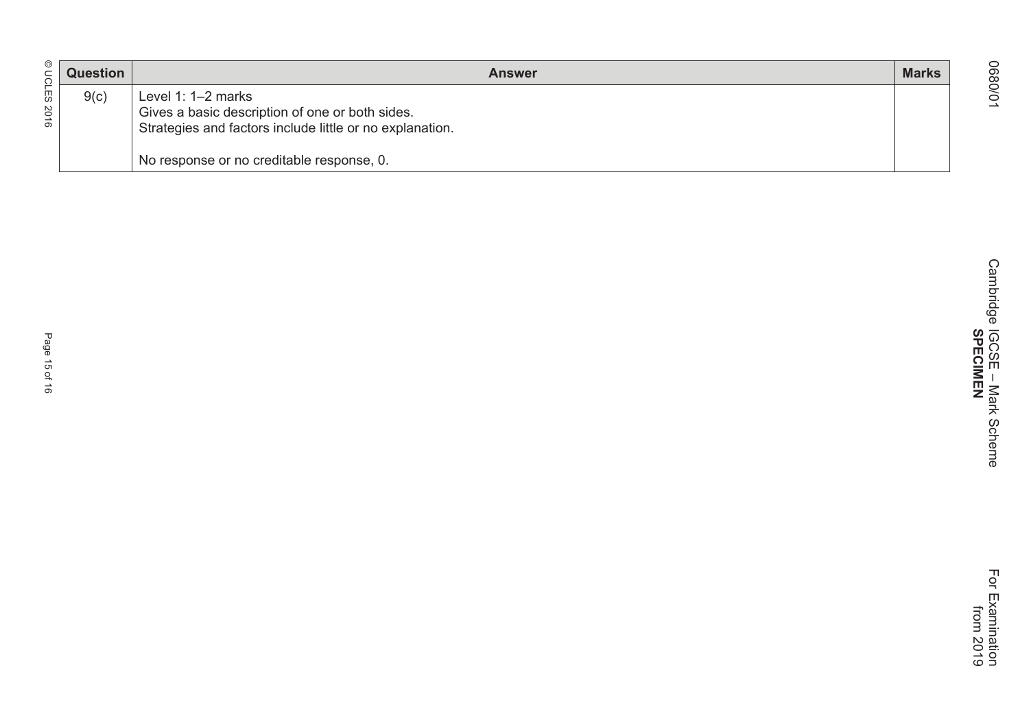| Question | Answer | Marks |
|---|---|---|
| 9(c) | Level 1: 1–2 marks<br>Gives a basic description of one or both sides.<br>Strategies and factors include little or no explanation.<br><br>No response or no creditable response, 0. | |